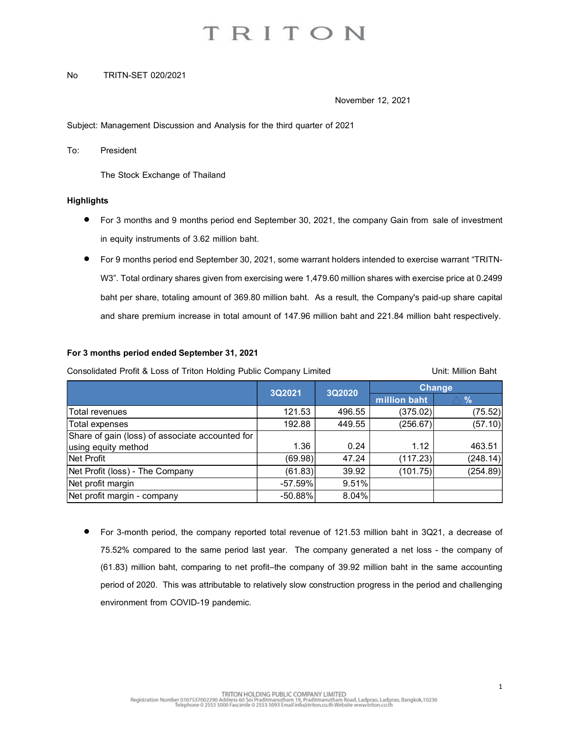# TRITON

No TRITN-SET 020/2021

November 12, 2021

Subject: Management Discussion and Analysis for the third quarter of 2021

To: President

The Stock Exchange of Thailand

**Highlights**

- For 3 months and 9 months period end September 30, 2021, the company Gain from sale of investment in equity instruments of 3.62 million baht.
- For 9 months period end September 30, 2021, some warrant holders intended to exercise warrant "TRITN-W3". Total ordinary shares given from exercising were 1,479.60 million shares with exercise price at 0.2499 baht per share, totaling amount of 369.80 million baht. As a result, the Company's paid-up share capital and share premium increase in total amount of 147.96 million baht and 221.84 million baht respectively.

**For 3 months period ended September 31, 2021**

Consolidated Profit & Loss of Triton Holding Public Company Limited Unit: Million Baht

| | 3Q2021 | 3Q2020 | Change | |
|---|---|---|---|---|
| | | | million baht | △ % |
| Total revenues | 121.53 | 496.55 | (375.02) | (75.52) |
| Total expenses | 192.88 | 449.55 | (256.67) | (57.10) |
| Share of gain (loss) of associate accounted for using equity method | 1.36 | 0.24 | 1.12 | 463.51 |
| Net Profit | (69.98) | 47.24 | (117.23) | (248.14) |
| Net Profit (loss) - The Company | (61.83) | 39.92 | (101.75) | (254.89) |
| Net profit margin | -57.59% | 9.51% | | |
| Net profit margin - company | -50.88% | 8.04% | | |

- For 3-month period, the company reported total revenue of 121.53 million baht in 3Q21, a decrease of 75.52% compared to the same period last year. The company generated a net loss - the company of (61.83) million baht, comparing to net profit–the company of 39.92 million baht in the same accounting period of 2020. This was attributable to relatively slow construction progress in the period and challenging environment from COVID-19 pandemic.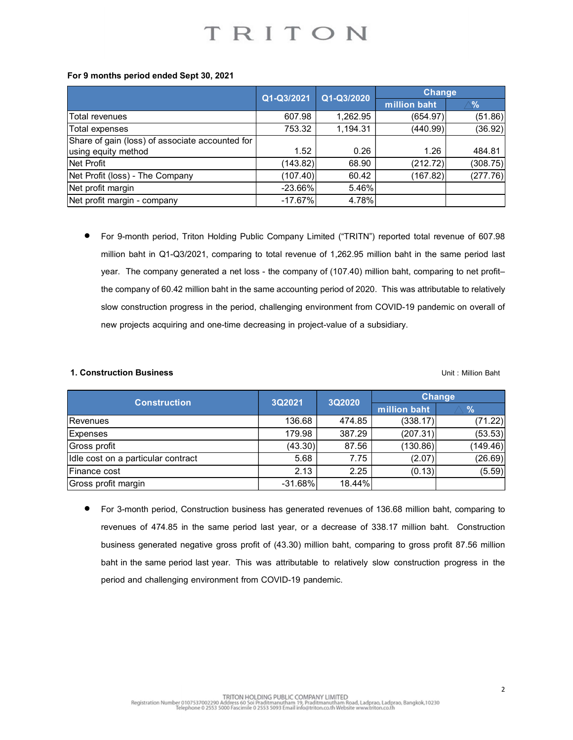**For 9 months period ended Sept 30, 2021**

| | Q1-Q3/2021 | Q1-Q3/2020 | Change | |
|---|---|---|---|---|
| | | | million baht | △% |
| Total revenues | 607.98 | 1,262.95 | (654.97) | (51.86) |
| Total expenses | 753.32 | 1,194.31 | (440.99) | (36.92) |
| Share of gain (loss) of associate accounted for using equity method | 1.52 | 0.26 | 1.26 | 484.81 |
| Net Profit | (143.82) | 68.90 | (212.72) | (308.75) |
| Net Profit (loss) - The Company | (107.40) | 60.42 | (167.82) | (277.76) |
| Net profit margin | -23.66% | 5.46% | | |
| Net profit margin - company | -17.67% | 4.78% | | |

- For 9-month period, Triton Holding Public Company Limited ("TRITN") reported total revenue of 607.98 million baht in Q1-Q3/2021, comparing to total revenue of 1,262.95 million baht in the same period last year. The company generated a net loss - the company of (107.40) million baht, comparing to net profit– the company of 60.42 million baht in the same accounting period of 2020. This was attributable to relatively slow construction progress in the period, challenging environment from COVID-19 pandemic on overall of new projects acquiring and one-time decreasing in project-value of a subsidiary.

**1. Construction Business**

Unit : Million Baht

| Construction | 3Q2021 | 3Q2020 | Change | |
|---|---|---|---|---|
| | | | million baht | △% |
| Revenues | 136.68 | 474.85 | (338.17) | (71.22) |
| Expenses | 179.98 | 387.29 | (207.31) | (53.53) |
| Gross profit | (43.30) | 87.56 | (130.86) | (149.46) |
| Idle cost on a particular contract | 5.68 | 7.75 | (2.07) | (26.69) |
| Finance cost | 2.13 | 2.25 | (0.13) | (5.59) |
| Gross profit margin | -31.68% | 18.44% | | |

- For 3-month period, Construction business has generated revenues of 136.68 million baht, comparing to revenues of 474.85 in the same period last year, or a decrease of 338.17 million baht. Construction business generated negative gross profit of (43.30) million baht, comparing to gross profit 87.56 million baht in the same period last year. This was attributable to relatively slow construction progress in the period and challenging environment from COVID-19 pandemic.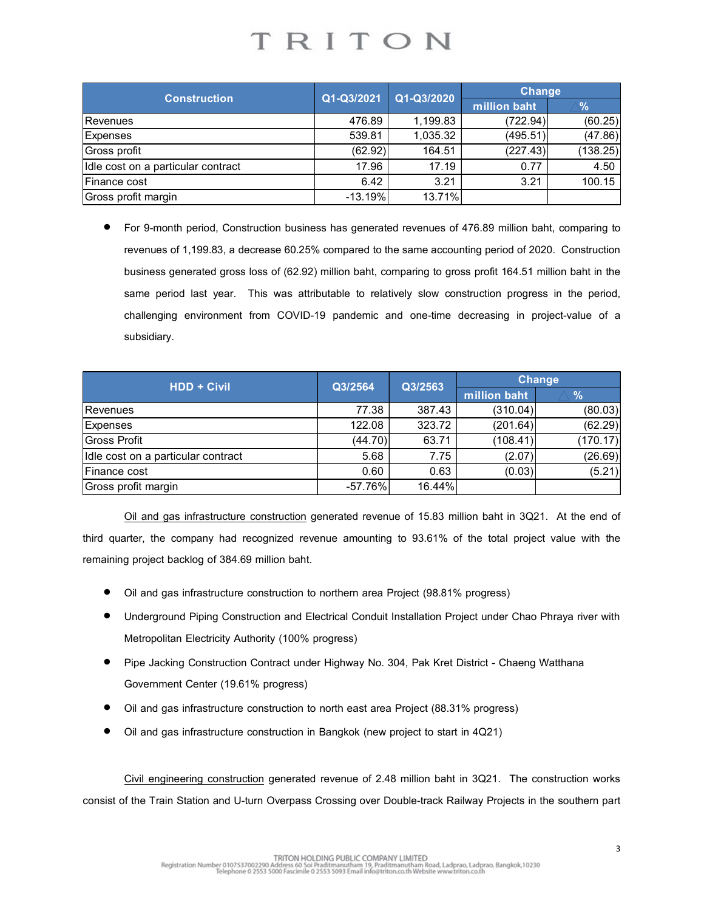| Construction | Q1-Q3/2021 | Q1-Q3/2020 | Change | |
|---|---|---|---|---|
| | | | million baht | △% |
| Revenues | 476.89 | 1,199.83 | (722.94) | (60.25) |
| Expenses | 539.81 | 1,035.32 | (495.51) | (47.86) |
| Gross profit | (62.92) | 164.51 | (227.43) | (138.25) |
| Idle cost on a particular contract | 17.96 | 17.19 | 0.77 | 4.50 |
| Finance cost | 6.42 | 3.21 | 3.21 | 100.15 |
| Gross profit margin | -13.19% | 13.71% | | |

- For 9-month period, Construction business has generated revenues of 476.89 million baht, comparing to revenues of 1,199.83, a decrease 60.25% compared to the same accounting period of 2020. Construction business generated gross loss of (62.92) million baht, comparing to gross profit 164.51 million baht in the same period last year. This was attributable to relatively slow construction progress in the period, challenging environment from COVID-19 pandemic and one-time decreasing in project-value of a subsidiary.

| HDD + Civil | Q3/2564 | Q3/2563 | Change | |
|---|---|---|---|---|
| | | | million baht | △% |
| Revenues | 77.38 | 387.43 | (310.04) | (80.03) |
| Expenses | 122.08 | 323.72 | (201.64) | (62.29) |
| Gross Profit | (44.70) | 63.71 | (108.41) | (170.17) |
| Idle cost on a particular contract | 5.68 | 7.75 | (2.07) | (26.69) |
| Finance cost | 0.60 | 0.63 | (0.03) | (5.21) |
| Gross profit margin | -57.76% | 16.44% | | |

Oil and gas infrastructure construction generated revenue of 15.83 million baht in 3Q21. At the end of third quarter, the company had recognized revenue amounting to 93.61% of the total project value with the remaining project backlog of 384.69 million baht.

- Oil and gas infrastructure construction to northern area Project (98.81% progress)
- Underground Piping Construction and Electrical Conduit Installation Project under Chao Phraya river with Metropolitan Electricity Authority (100% progress)
- Pipe Jacking Construction Contract under Highway No. 304, Pak Kret District - Chaeng Watthana Government Center (19.61% progress)
- Oil and gas infrastructure construction to north east area Project (88.31% progress)
- Oil and gas infrastructure construction in Bangkok (new project to start in 4Q21)

Civil engineering construction generated revenue of 2.48 million baht in 3Q21. The construction works consist of the Train Station and U-turn Overpass Crossing over Double-track Railway Projects in the southern part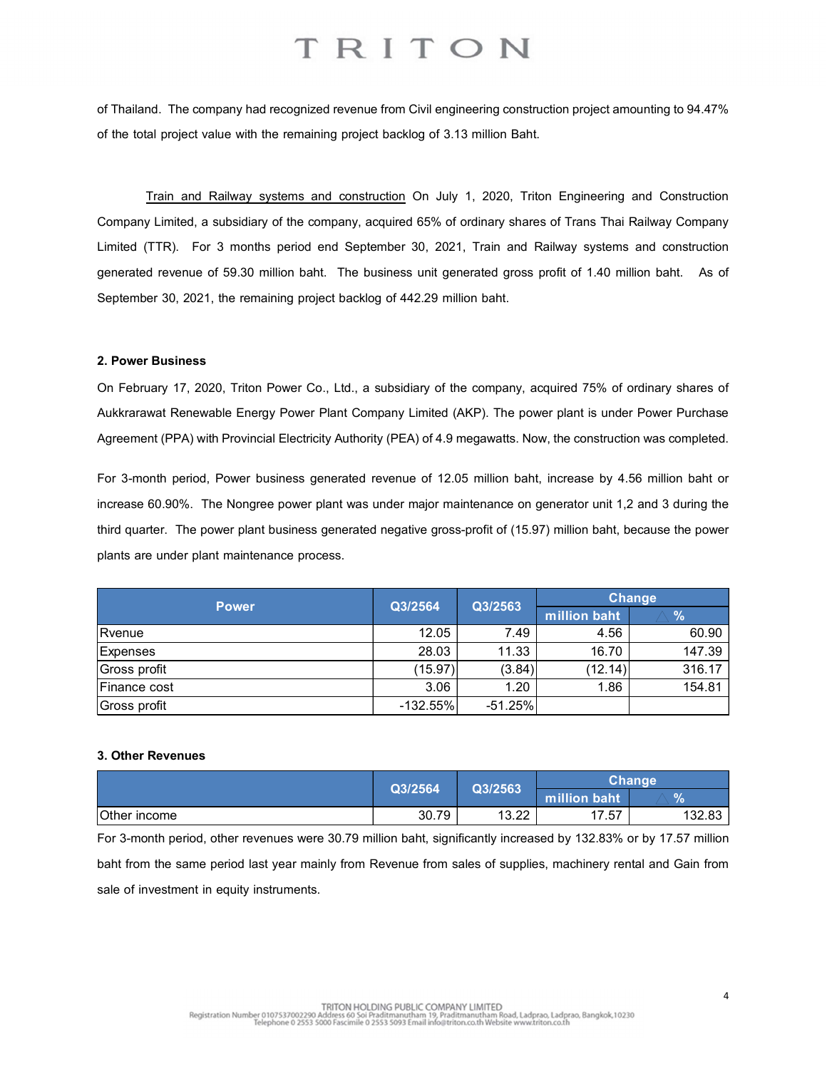of Thailand. The company had recognized revenue from Civil engineering construction project amounting to 94.47% of the total project value with the remaining project backlog of 3.13 million Baht.

Train and Railway systems and construction On July 1, 2020, Triton Engineering and Construction Company Limited, a subsidiary of the company, acquired 65% of ordinary shares of Trans Thai Railway Company Limited (TTR). For 3 months period end September 30, 2021, Train and Railway systems and construction generated revenue of 59.30 million baht. The business unit generated gross profit of 1.40 million baht. As of September 30, 2021, the remaining project backlog of 442.29 million baht.

**2. Power Business**

On February 17, 2020, Triton Power Co., Ltd., a subsidiary of the company, acquired 75% of ordinary shares of Aukkrarawat Renewable Energy Power Plant Company Limited (AKP). The power plant is under Power Purchase Agreement (PPA) with Provincial Electricity Authority (PEA) of 4.9 megawatts. Now, the construction was completed.

For 3-month period, Power business generated revenue of 12.05 million baht, increase by 4.56 million baht or increase 60.90%. The Nongree power plant was under major maintenance on generator unit 1,2 and 3 during the third quarter. The power plant business generated negative gross-profit of (15.97) million baht, because the power plants are under plant maintenance process.

| Power | Q3/2564 | Q3/2563 | Change | |
|---|---|---|---|---|
| | | | million baht | % |
| Rvenue | 12.05 | 7.49 | 4.56 | 60.90 |
| Expenses | 28.03 | 11.33 | 16.70 | 147.39 |
| Gross profit | (15.97) | (3.84) | (12.14) | 316.17 |
| Finance cost | 3.06 | 1.20 | 1.86 | 154.81 |
| Gross profit | -132.55% | -51.25% | | |

**3. Other Revenues**

| | Q3/2564 | Q3/2563 | Change | |
|---|---|---|---|---|
| | | | million baht | % |
| Other income | 30.79 | 13.22 | 17.57 | 132.83 |

For 3-month period, other revenues were 30.79 million baht, significantly increased by 132.83% or by 17.57 million baht from the same period last year mainly from Revenue from sales of supplies, machinery rental and Gain from sale of investment in equity instruments.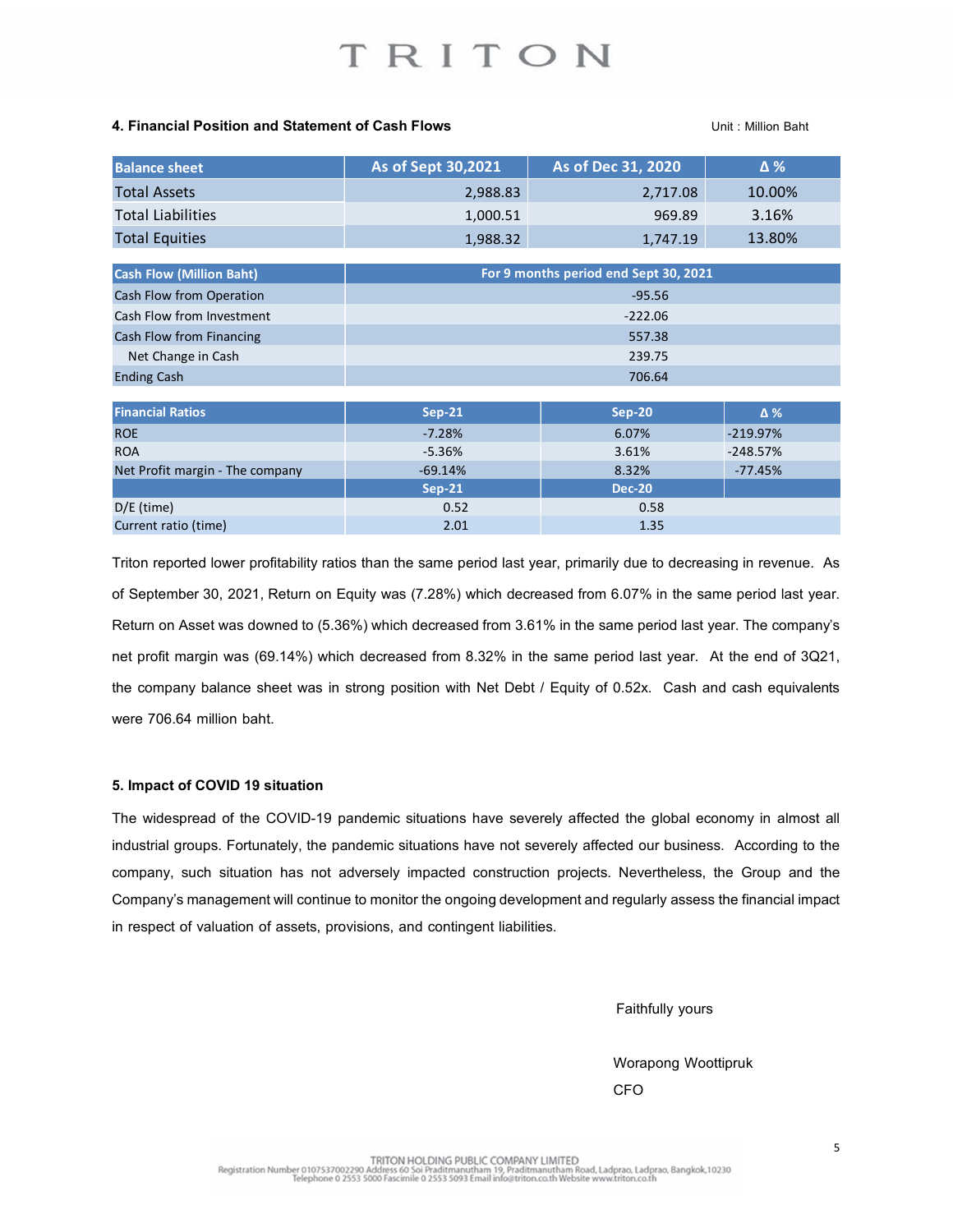### 4. Financial Position and Statement of Cash Flows

Unit : Million Baht

| Balance sheet | As of Sept 30,2021 | As of Dec 31, 2020 | Δ % |
|---|---|---|---|
| Total Assets | 2,988.83 | 2,717.08 | 10.00% |
| Total Liabilities | 1,000.51 | 969.89 | 3.16% |
| Total Equities | 1,988.32 | 1,747.19 | 13.80% |

| Cash Flow (Million Baht) | For 9 months period end Sept 30, 2021 |
|---|---|
| Cash Flow from Operation | -95.56 |
| Cash Flow from Investment | -222.06 |
| Cash Flow from Financing | 557.38 |
| Net Change in Cash | 239.75 |
| Ending Cash | 706.64 |

| Financial Ratios | Sep-21 | Sep-20 | Δ % |
|---|---|---|---|
| ROE | -7.28% | 6.07% | -219.97% |
| ROA | -5.36% | 3.61% | -248.57% |
| Net Profit margin - The company | -69.14% | 8.32% | -77.45% |
| | Sep-21 | Dec-20 | |
| D/E (time) | 0.52 | 0.58 | |
| Current ratio (time) | 2.01 | 1.35 | |

Triton reported lower profitability ratios than the same period last year, primarily due to decreasing in revenue. As of September 30, 2021, Return on Equity was (7.28%) which decreased from 6.07% in the same period last year. Return on Asset was downed to (5.36%) which decreased from 3.61% in the same period last year. The company's net profit margin was (69.14%) which decreased from 8.32% in the same period last year. At the end of 3Q21, the company balance sheet was in strong position with Net Debt / Equity of 0.52x. Cash and cash equivalents were 706.64 million baht.

### 5. Impact of COVID 19 situation

The widespread of the COVID-19 pandemic situations have severely affected the global economy in almost all industrial groups. Fortunately, the pandemic situations have not severely affected our business. According to the company, such situation has not adversely impacted construction projects. Nevertheless, the Group and the Company's management will continue to monitor the ongoing development and regularly assess the financial impact in respect of valuation of assets, provisions, and contingent liabilities.

Faithfully yours

Worapong Woottipruk

CFO